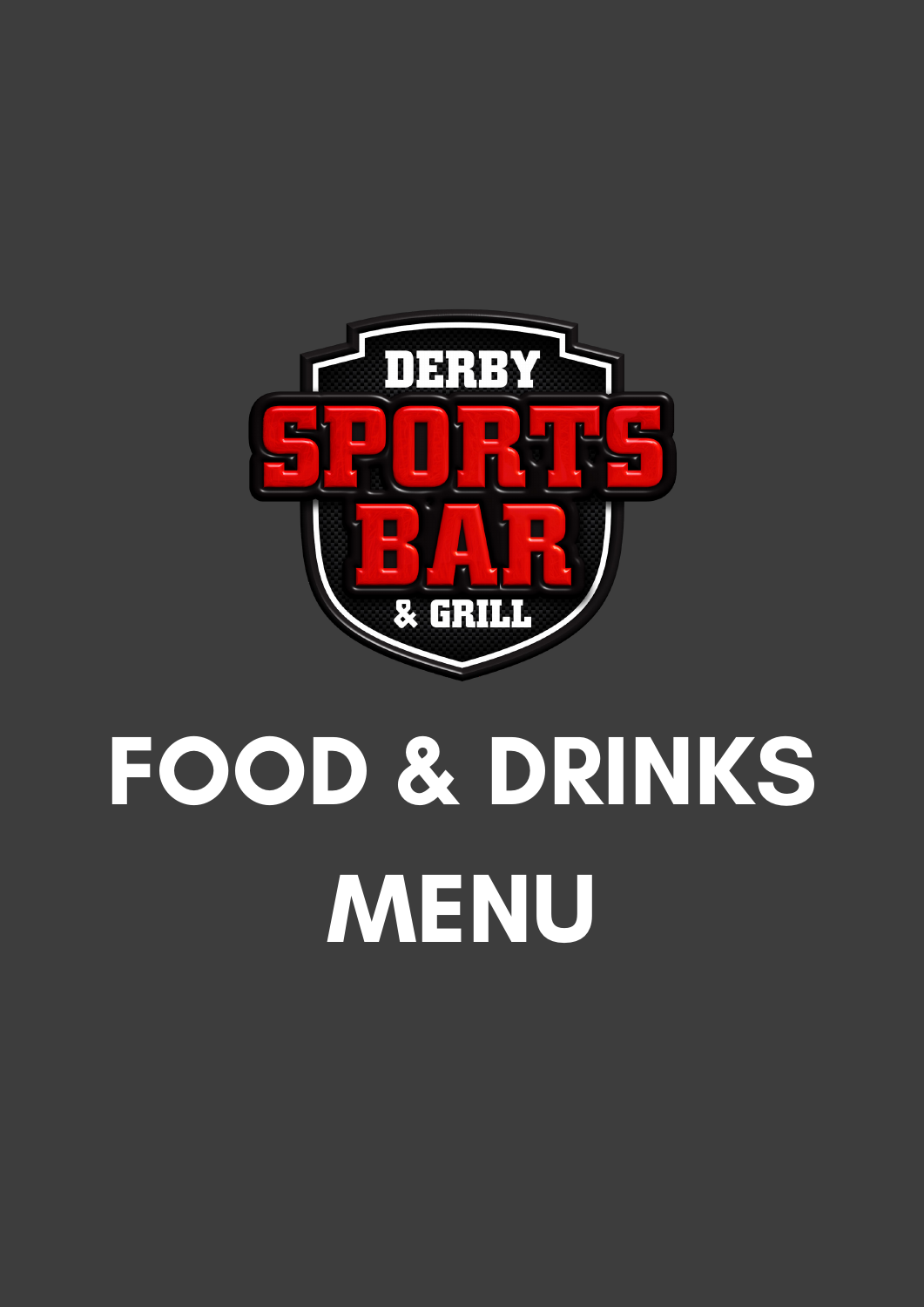DERBY

SPORTS BAR

& GRILL

# FOOD & DRINKS MENU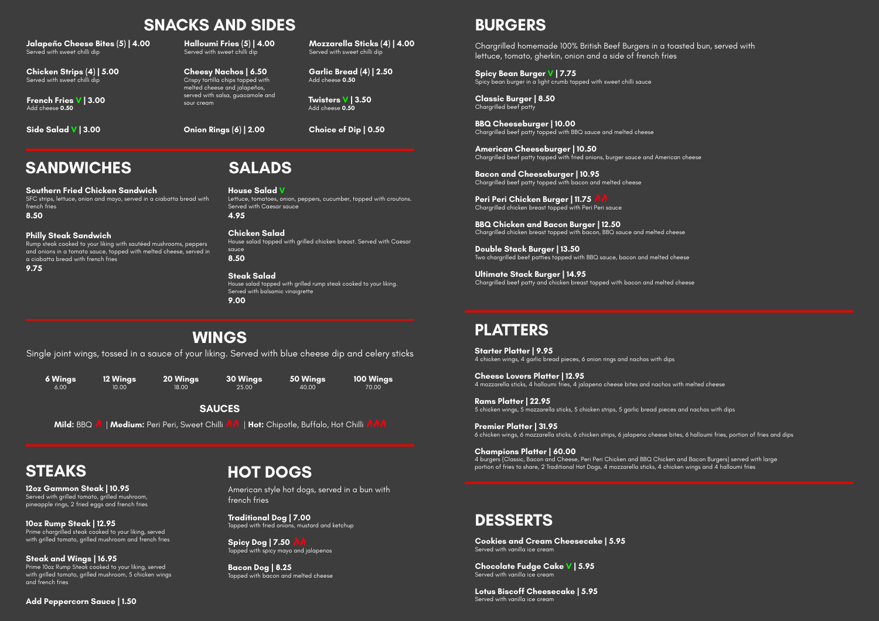## SNACKS AND SIDES

**Jalapeño Cheese Bites (5) | 4.00**
Served with sweet chilli dip

**Halloumi Fries (5) | 4.00**
Served with sweet chilli dip

**Mozzarella Sticks (4) | 4.00**
Served with sweet chilli dip

**Chicken Strips (4) | 5.00**
Served with sweet chilli dip

**Cheesy Nachos | 6.50**
Crispy tortilla chips topped with melted cheese and jalapeños, served with salsa, guacamole and sour cream

**Garlic Bread (4) | 2.50**
Add cheese **0.50**

**French Fries V | 3.00**
Add cheese **0.50**

**Twisters V | 3.50**
Add cheese **0.50**

**Side Salad V | 3.00**

**Onion Rings (6) | 2.00**

**Choice of Dip | 0.50**

## SANDWICHES

**Southern Fried Chicken Sandwich**
SFC strips, lettuce, onion and mayo, served in a ciabatta bread with french fries
**8.50**

**Philly Steak Sandwich**
Rump steak cooked to your liking with sautéed mushrooms, peppers and onions in a tomato sauce, topped with melted cheese, served in a ciabatta bread with french fries
**9.75**

## SALADS

**House Salad V**
Lettuce, tomatoes, onion, peppers, cucumber, topped with croutons. Served with Caesar sauce
**4.95**

**Chicken Salad**
House salad topped with grilled chicken breast. Served with Caesar sauce
**8.50**

**Steak Salad**
House salad topped with grilled rump steak cooked to your liking. Served with balsamic vinaigrette
**9.00**

## WINGS

Single joint wings, tossed in a sauce of your liking. Served with blue cheese dip and celery sticks

| 6 Wings | 12 Wings | 20 Wings | 30 Wings | 50 Wings | 100 Wings |
|---|---|---|---|---|---|
| 6.00 | 10.00 | 18.00 | 25.00 | 40.00 | 70.00 |

### SAUCES

**Mild:** BBQ 🌶 | **Medium:** Peri Peri, Sweet Chilli 🌶🌶 | **Hot:** Chipotle, Buffalo, Hot Chilli 🌶🌶🌶

## STEAKS

**12oz Gammon Steak | 10.95**
Served with grilled tomato, grilled mushroom, pineapple rings, 2 fried eggs and french fries

**10oz Rump Steak | 12.95**
Prime chargrilled steak cooked to your liking, served with grilled tomato, grilled mushroom and french fries

**Steak and Wings | 16.95**
Prime 10oz Rump Steak cooked to your liking, served with grilled tomato, grilled mushroom, 5 chicken wings and french fries

**Add Peppercorn Sauce | 1.50**

## HOT DOGS

American style hot dogs, served in a bun with french fries

**Traditional Dog | 7.00**
Topped with fried onions, mustard and ketchup

**Spicy Dog | 7.50** 🌶🌶
Topped with spicy mayo and jalapenos

**Bacon Dog | 8.25**
Topped with bacon and melted cheese

## BURGERS

Chargrilled homemade 100% British Beef Burgers in a toasted bun, served with lettuce, tomato, gherkin, onion and a side of french fries

**Spicy Bean Burger V | 7.75**
Spicy bean burger in a light crumb topped with sweet chilli sauce

**Classic Burger | 8.50**
Chargrilled beef patty

**BBQ Cheeseburger | 10.00**
Chargrilled beef patty topped with BBQ sauce and melted cheese

**American Cheeseburger | 10.50**
Chargrilled beef patty topped with fried onions, burger sauce and American cheese

**Bacon and Cheeseburger | 10.95**
Chargrilled beef patty topped with bacon and melted cheese

**Peri Peri Chicken Burger | 11.75** 🌶🌶
Chargrilled chicken breast topped with Peri Peri sauce

**BBQ Chicken and Bacon Burger | 12.50**
Chargrilled chicken breast topped with bacon, BBQ sauce and melted cheese

**Double Stack Burger | 13.50**
Two chargrilled beef patties topped with BBQ sauce, bacon and melted cheese

**Ultimate Stack Burger | 14.95**
Chargrilled beef patty and chicken breast topped with bacon and melted cheese

## PLATTERS

**Starter Platter | 9.95**
4 chicken wings, 4 garlic bread pieces, 6 onion rings and nachos with dips

**Cheese Lovers Platter | 12.95**
4 mozzarella sticks, 4 halloumi fries, 4 jalapeno cheese bites and nachos with melted cheese

**Rams Platter | 22.95**
5 chicken wings, 5 mozzarella sticks, 5 chicken strips, 5 garlic bread pieces and nachos with dips

**Premier Platter | 31.95**
6 chicken wings, 6 mozzarella sticks, 6 chicken strips, 6 jalapeno cheese bites, 6 halloumi fries, portion of fries and dips

**Champions Platter | 60.00**
4 burgers (Classic, Bacon and Cheese, Peri Peri Chicken and BBQ Chicken and Bacon Burgers) served with large portion of fries to share, 2 Traditional Hot Dogs, 4 mozzarella sticks, 4 chicken wings and 4 halloumi fries

## DESSERTS

**Cookies and Cream Cheesecake | 5.95**
Served with vanilla ice cream

**Chocolate Fudge Cake V | 5.95**
Served with vanilla ice cream

**Lotus Biscoff Cheesecake | 5.95**
Served with vanilla ice cream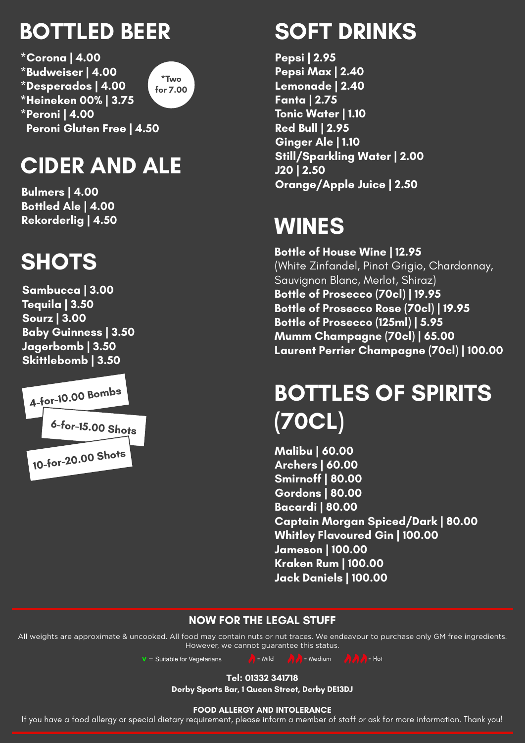## BOTTLED BEER

**\*Corona | 4.00**
**\*Budweiser | 4.00**
**\*Desperados | 4.00**
**\*Heineken 00% | 3.75**
**\*Peroni | 4.00**
**Peroni Gluten Free | 4.50**

**\*Two for 7.00**

## CIDER AND ALE

**Bulmers | 4.00**
**Bottled Ale | 4.00**
**Rekorderlig | 4.50**

## SHOTS

**Sambucca | 3.00**
**Tequila | 3.50**
**Sourz | 3.00**
**Baby Guinness | 3.50**
**Jagerbomb | 3.50**
**Skittlebomb | 3.50**

**4-for-10.00 Bombs**

**6-for-15.00 Shots**

**10-for-20.00 Shots**

## SOFT DRINKS

**Pepsi | 2.95**
**Pepsi Max | 2.40**
**Lemonade | 2.40**
**Fanta | 2.75**
**Tonic Water | 1.10**
**Red Bull | 2.95**
**Ginger Ale | 1.10**
**Still/Sparkling Water | 2.00**
**J20 | 2.50**
**Orange/Apple Juice | 2.50**

## WINES

**Bottle of House Wine | 12.95**
(White Zinfandel, Pinot Grigio, Chardonnay, Sauvignon Blanc, Merlot, Shiraz)
**Bottle of Prosecco (70cl) | 19.95**
**Bottle of Prosecco Rose (70cl) | 19.95**
**Bottle of Prosecco (125ml) | 5.95**
**Mumm Champagne (70cl) | 65.00**
**Laurent Perrier Champagne (70cl) | 100.00**

## BOTTLES OF SPIRITS (70CL)

**Malibu | 60.00**
**Archers | 60.00**
**Smirnoff | 80.00**
**Gordons | 80.00**
**Bacardi | 80.00**
**Captain Morgan Spiced/Dark | 80.00**
**Whitley Flavoured Gin | 100.00**
**Jameson | 100.00**
**Kraken Rum | 100.00**
**Jack Daniels | 100.00**

### NOW FOR THE LEGAL STUFF

All weights are approximate & uncooked. All food may contain nuts or nut traces. We endeavour to purchase only GM free ingredients. However, we cannot guarantee this status.

V = Suitable for Vegetarians = Mild = Medium = Hot

**Tel: 01332 341718**
**Derby Sports Bar, 1 Queen Street, Derby DE13DJ**

**FOOD ALLERGY AND INTOLERANCE**

If you have a food allergy or special dietary requirement, please inform a member of staff or ask for more information. Thank you!